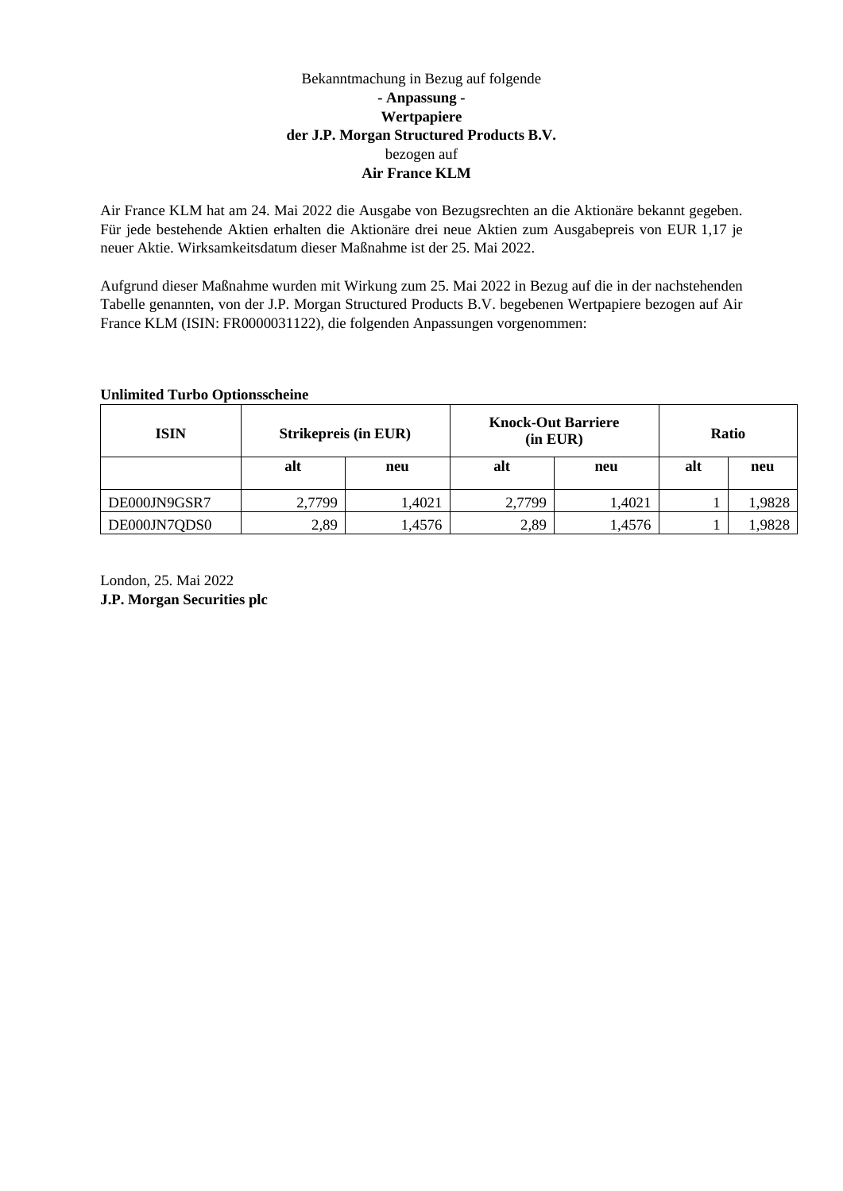Bekanntmachung in Bezug auf folgende

**- Anpassung -**

**Wertpapiere**

**der J.P. Morgan Structured Products B.V.**

bezogen auf

**Air France KLM**

Air France KLM hat am 24. Mai 2022 die Ausgabe von Bezugsrechten an die Aktionäre bekannt gegeben. Für jede bestehende Aktien erhalten die Aktionäre drei neue Aktien zum Ausgabepreis von EUR 1,17 je neuer Aktie. Wirksamkeitsdatum dieser Maßnahme ist der 25. Mai 2022.

Aufgrund dieser Maßnahme wurden mit Wirkung zum 25. Mai 2022 in Bezug auf die in der nachstehenden Tabelle genannten, von der J.P. Morgan Structured Products B.V. begebenen Wertpapiere bezogen auf Air France KLM (ISIN: FR0000031122), die folgenden Anpassungen vorgenommen:

**Unlimited Turbo Optionsscheine**

| ISIN | Strikepreis (in EUR) | | Knock-Out Barriere (in EUR) | | Ratio | |
|---|---|---|---|---|---|---|
| | alt | neu | alt | neu | alt | neu |
| DE000JN9GSR7 | 2,7799 | 1,4021 | 2,7799 | 1,4021 | 1 | 1,9828 |
| DE000JN7QDS0 | 2,89 | 1,4576 | 2,89 | 1,4576 | 1 | 1,9828 |

London, 25. Mai 2022

**J.P. Morgan Securities plc**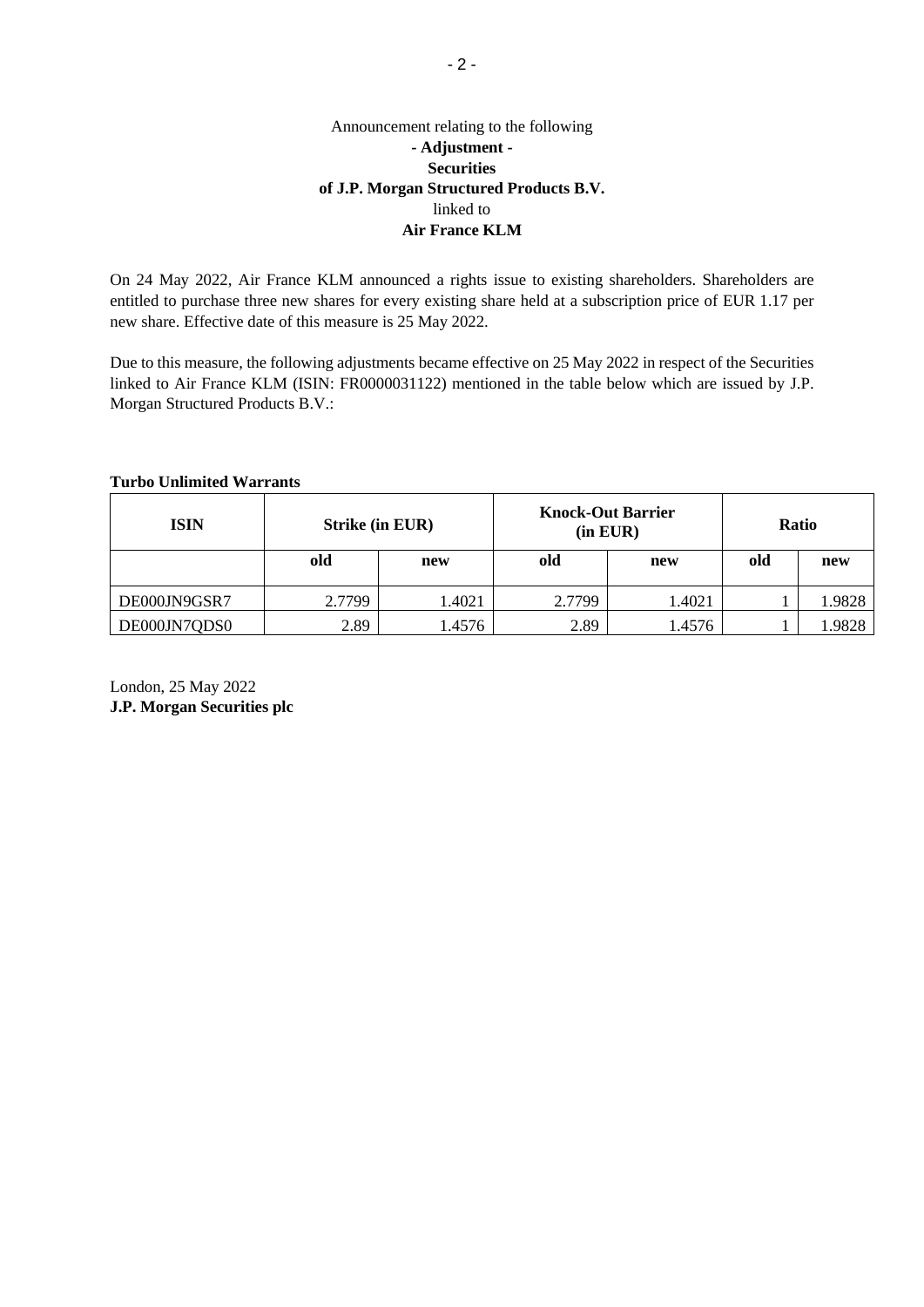Announcement relating to the following

**- Adjustment -**

**Securities**

**of J.P. Morgan Structured Products B.V.**

linked to

**Air France KLM**

On 24 May 2022, Air France KLM announced a rights issue to existing shareholders. Shareholders are entitled to purchase three new shares for every existing share held at a subscription price of EUR 1.17 per new share. Effective date of this measure is 25 May 2022.

Due to this measure, the following adjustments became effective on 25 May 2022 in respect of the Securities linked to Air France KLM (ISIN: FR0000031122) mentioned in the table below which are issued by J.P. Morgan Structured Products B.V.:

**Turbo Unlimited Warrants**

| ISIN | Strike (in EUR) | | Knock-Out Barrier (in EUR) | | Ratio | |
|---|---|---|---|---|---|---|
| | old | new | old | new | old | new |
| DE000JN9GSR7 | 2.7799 | 1.4021 | 2.7799 | 1.4021 | 1 | 1.9828 |
| DE000JN7QDS0 | 2.89 | 1.4576 | 2.89 | 1.4576 | 1 | 1.9828 |

London, 25 May 2022

**J.P. Morgan Securities plc**